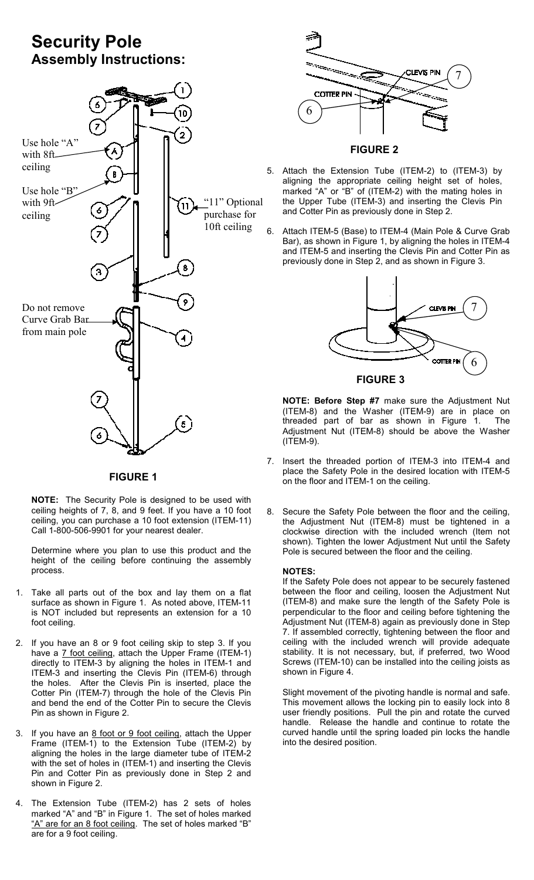# Security Pole
## Assembly Instructions:

Use hole "A" with 8ft ceiling

Use hole "B" with 9ft ceiling

"11" Optional purchase for 10ft ceiling

Do not remove Curve Grab Bar from main pole

FIGURE 1

**NOTE:** The Security Pole is designed to be used with ceiling heights of 7, 8, and 9 feet. If you have a 10 foot ceiling, you can purchase a 10 foot extension (ITEM-11) Call 1-800-506-9901 for your nearest dealer.

Determine where you plan to use this product and the height of the ceiling before continuing the assembly process.

1. Take all parts out of the box and lay them on a flat surface as shown in Figure 1. As noted above, ITEM-11 is NOT included but represents an extension for a 10 foot ceiling.

2. If you have an 8 or 9 foot ceiling skip to step 3. If you have a 7 foot ceiling, attach the Upper Frame (ITEM-1) directly to ITEM-3 by aligning the holes in ITEM-1 and ITEM-3 and inserting the Clevis Pin (ITEM-6) through the holes. After the Clevis Pin is inserted, place the Cotter Pin (ITEM-7) through the hole of the Clevis Pin and bend the end of the Cotter Pin to secure the Clevis Pin as shown in Figure 2.

3. If you have an 8 foot or 9 foot ceiling, attach the Upper Frame (ITEM-1) to the Extension Tube (ITEM-2) by aligning the holes in the large diameter tube of ITEM-2 with the set of holes in (ITEM-1) and inserting the Clevis Pin and Cotter Pin as previously done in Step 2 and shown in Figure 2.

4. The Extension Tube (ITEM-2) has 2 sets of holes marked "A" and "B" in Figure 1. The set of holes marked "A" are for an 8 foot ceiling. The set of holes marked "B" are for a 9 foot ceiling.

CLEVIS PIN 7
COTTER PIN 6

FIGURE 2

5. Attach the Extension Tube (ITEM-2) to (ITEM-3) by aligning the appropriate ceiling height set of holes, marked "A" or "B" of (ITEM-2) with the mating holes in the Upper Tube (ITEM-3) and inserting the Clevis Pin and Cotter Pin as previously done in Step 2.

6. Attach ITEM-5 (Base) to ITEM-4 (Main Pole & Curve Grab Bar), as shown in Figure 1, by aligning the holes in ITEM-4 and ITEM-5 and inserting the Clevis Pin and Cotter Pin as previously done in Step 2, and as shown in Figure 3.

CLEVIS PIN 7
COTTER PIN 6

FIGURE 3

**NOTE: Before Step #7** make sure the Adjustment Nut (ITEM-8) and the Washer (ITEM-9) are in place on threaded part of bar as shown in Figure 1. The Adjustment Nut (ITEM-8) should be above the Washer (ITEM-9).

7. Insert the threaded portion of ITEM-3 into ITEM-4 and place the Safety Pole in the desired location with ITEM-5 on the floor and ITEM-1 on the ceiling.

8. Secure the Safety Pole between the floor and the ceiling, the Adjustment Nut (ITEM-8) must be tightened in a clockwise direction with the included wrench (Item not shown). Tighten the lower Adjustment Nut until the Safety Pole is secured between the floor and the ceiling.

**NOTES:**

If the Safety Pole does not appear to be securely fastened between the floor and ceiling, loosen the Adjustment Nut (ITEM-8) and make sure the length of the Safety Pole is perpendicular to the floor and ceiling before tightening the Adjustment Nut (ITEM-8) again as previously done in Step 7. If assembled correctly, tightening between the floor and ceiling with the included wrench will provide adequate stability. It is not necessary, but, if preferred, two Wood Screws (ITEM-10) can be installed into the ceiling joists as shown in Figure 4.

Slight movement of the pivoting handle is normal and safe. This movement allows the locking pin to easily lock into 8 user friendly positions. Pull the pin and rotate the curved handle. Release the handle and continue to rotate the curved handle until the spring loaded pin locks the handle into the desired position.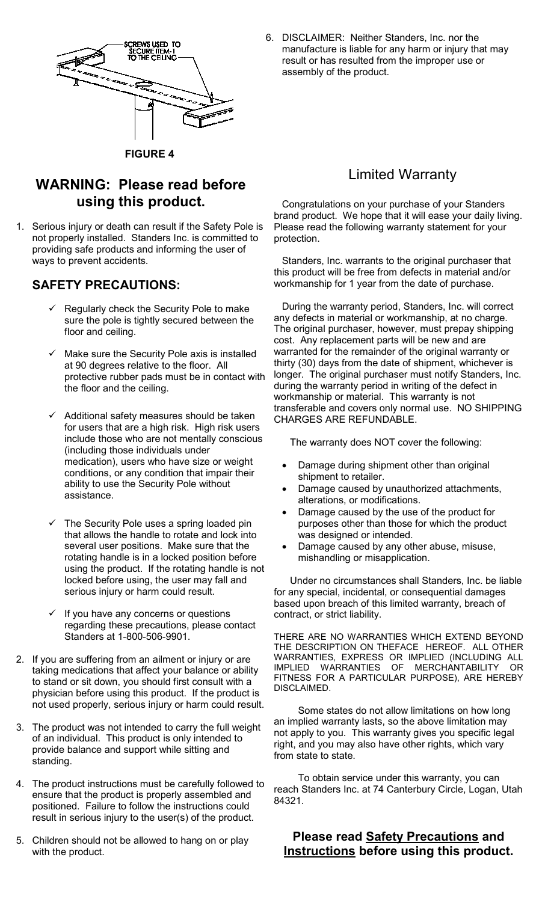SCREWS USED TO SECURE ITEM-1 TO THE CEILING

**FIGURE 4**

## WARNING: Please read before using this product.

1. Serious injury or death can result if the Safety Pole is not properly installed. Standers Inc. is committed to providing safe products and informing the user of ways to prevent accidents.

### SAFETY PRECAUTIONS:

- ✓ Regularly check the Security Pole to make sure the pole is tightly secured between the floor and ceiling.
- ✓ Make sure the Security Pole axis is installed at 90 degrees relative to the floor. All protective rubber pads must be in contact with the floor and the ceiling.
- ✓ Additional safety measures should be taken for users that are a high risk. High risk users include those who are not mentally conscious (including those individuals under medication), users who have size or weight conditions, or any condition that impair their ability to use the Security Pole without assistance.
- ✓ The Security Pole uses a spring loaded pin that allows the handle to rotate and lock into several user positions. Make sure that the rotating handle is in a locked position before using the product. If the rotating handle is not locked before using, the user may fall and serious injury or harm could result.
- ✓ If you have any concerns or questions regarding these precautions, please contact Standers at 1-800-506-9901.

2. If you are suffering from an ailment or injury or are taking medications that affect your balance or ability to stand or sit down, you should first consult with a physician before using this product. If the product is not used properly, serious injury or harm could result.
3. The product was not intended to carry the full weight of an individual. This product is only intended to provide balance and support while sitting and standing.
4. The product instructions must be carefully followed to ensure that the product is properly assembled and positioned. Failure to follow the instructions could result in serious injury to the user(s) of the product.
5. Children should not be allowed to hang on or play with the product.
6. DISCLAIMER: Neither Standers, Inc. nor the manufacture is liable for any harm or injury that may result or has resulted from the improper use or assembly of the product.

## Limited Warranty

Congratulations on your purchase of your Standers brand product. We hope that it will ease your daily living. Please read the following warranty statement for your protection.

Standers, Inc. warrants to the original purchaser that this product will be free from defects in material and/or workmanship for 1 year from the date of purchase.

During the warranty period, Standers, Inc. will correct any defects in material or workmanship, at no charge. The original purchaser, however, must prepay shipping cost. Any replacement parts will be new and are warranted for the remainder of the original warranty or thirty (30) days from the date of shipment, whichever is longer. The original purchaser must notify Standers, Inc. during the warranty period in writing of the defect in workmanship or material. This warranty is not transferable and covers only normal use. NO SHIPPING CHARGES ARE REFUNDABLE.

The warranty does NOT cover the following:

- Damage during shipment other than original shipment to retailer.
- Damage caused by unauthorized attachments, alterations, or modifications.
- Damage caused by the use of the product for purposes other than those for which the product was designed or intended.
- Damage caused by any other abuse, misuse, mishandling or misapplication.

Under no circumstances shall Standers, Inc. be liable for any special, incidental, or consequential damages based upon breach of this limited warranty, breach of contract, or strict liability.

THERE ARE NO WARRANTIES WHICH EXTEND BEYOND THE DESCRIPTION ON THEFACE HEREOF. ALL OTHER WARRANTIES, EXPRESS OR IMPLIED (INCLUDING ALL IMPLIED WARRANTIES OF MERCHANTABILITY OR FITNESS FOR A PARTICULAR PURPOSE), ARE HEREBY DISCLAIMED.

Some states do not allow limitations on how long an implied warranty lasts, so the above limitation may not apply to you. This warranty gives you specific legal right, and you may also have other rights, which vary from state to state.

To obtain service under this warranty, you can reach Standers Inc. at 74 Canterbury Circle, Logan, Utah 84321.

**Please read Safety Precautions and Instructions before using this product.**